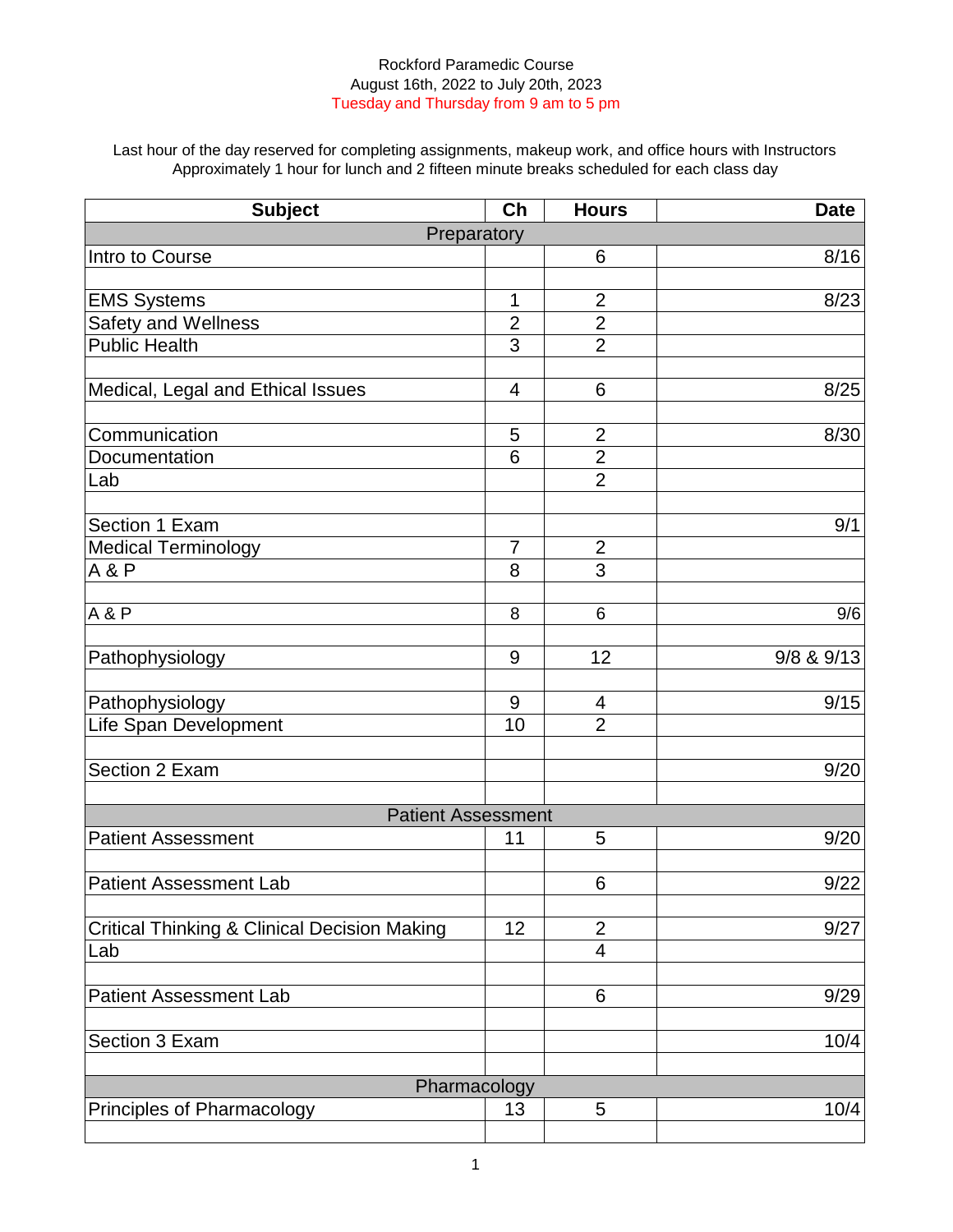Rockford Paramedic Course
August 16th, 2022 to July 20th, 2023
Tuesday and Thursday from 9 am to 5 pm

Last hour of the day reserved for completing assignments, makeup work, and office hours with Instructors
Approximately 1 hour for lunch and 2 fifteen minute breaks scheduled for each class day

| Subject | Ch | Hours | Date |
|---|---|---|---|
| **Preparatory** | | | |
| Intro to Course | | 6 | 8/16 |
| | | | |
| EMS Systems | 1 | 2 | 8/23 |
| Safety and Wellness | 2 | 2 | |
| Public Health | 3 | 2 | |
| | | | |
| Medical, Legal and Ethical Issues | 4 | 6 | 8/25 |
| | | | |
| Communication | 5 | 2 | 8/30 |
| Documentation | 6 | 2 | |
| Lab | | 2 | |
| | | | |
| Section 1 Exam | | | 9/1 |
| Medical Terminology | 7 | 2 | |
| A & P | 8 | 3 | |
| | | | |
| A & P | 8 | 6 | 9/6 |
| | | | |
| Pathophysiology | 9 | 12 | 9/8 & 9/13 |
| | | | |
| Pathophysiology | 9 | 4 | 9/15 |
| Life Span Development | 10 | 2 | |
| | | | |
| Section 2 Exam | | | 9/20 |
| | | | |
| **Patient Assessment** | | | |
| Patient Assessment | 11 | 5 | 9/20 |
| | | | |
| Patient Assessment Lab | | 6 | 9/22 |
| | | | |
| Critical Thinking & Clinical Decision Making | 12 | 2 | 9/27 |
| Lab | | 4 | |
| | | | |
| Patient Assessment Lab | | 6 | 9/29 |
| | | | |
| Section 3 Exam | | | 10/4 |
| | | | |
| **Pharmacology** | | | |
| Principles of Pharmacology | 13 | 5 | 10/4 |
| | | | |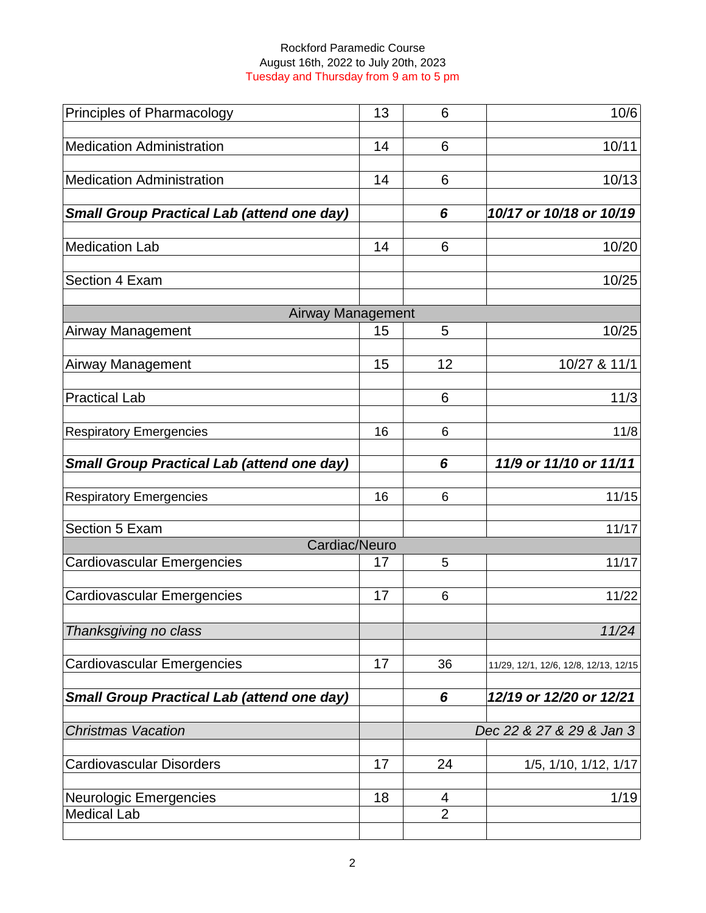Rockford Paramedic Course
August 16th, 2022 to July 20th, 2023
Tuesday and Thursday from 9 am to 5 pm

| Topic | Chapter | Hours | Date |
|---|---|---|---|
| Principles of Pharmacology | 13 | 6 | 10/6 |
| Medication Administration | 14 | 6 | 10/11 |
| Medication Administration | 14 | 6 | 10/13 |
| ***Small Group Practical Lab (attend one day)*** | | ***6*** | ***10/17 or 10/18 or 10/19*** |
| Medication Lab | 14 | 6 | 10/20 |
| Section 4 Exam | | | 10/25 |
| **Airway Management** | | | |
| Airway Management | 15 | 5 | 10/25 |
| Airway Management | 15 | 12 | 10/27 & 11/1 |
| Practical Lab | | 6 | 11/3 |
| Respiratory Emergencies | 16 | 6 | 11/8 |
| ***Small Group Practical Lab (attend one day)*** | | ***6*** | ***11/9 or 11/10 or 11/11*** |
| Respiratory Emergencies | 16 | 6 | 11/15 |
| Section 5 Exam | | | 11/17 |
| **Cardiac/Neuro** | | | |
| Cardiovascular Emergencies | 17 | 5 | 11/17 |
| Cardiovascular Emergencies | 17 | 6 | 11/22 |
| *Thanksgiving no class* | | | *11/24* |
| Cardiovascular Emergencies | 17 | 36 | 11/29, 12/1, 12/6, 12/8, 12/13, 12/15 |
| ***Small Group Practical Lab (attend one day)*** | | ***6*** | ***12/19 or 12/20 or 12/21*** |
| *Christmas Vacation* | | *Dec 22 & 27 & 29 & Jan 3* | |
| Cardiovascular Disorders | 17 | 24 | 1/5, 1/10, 1/12, 1/17 |
| Neurologic Emergencies | 18 | 4 | 1/19 |
| Medical Lab | | 2 | |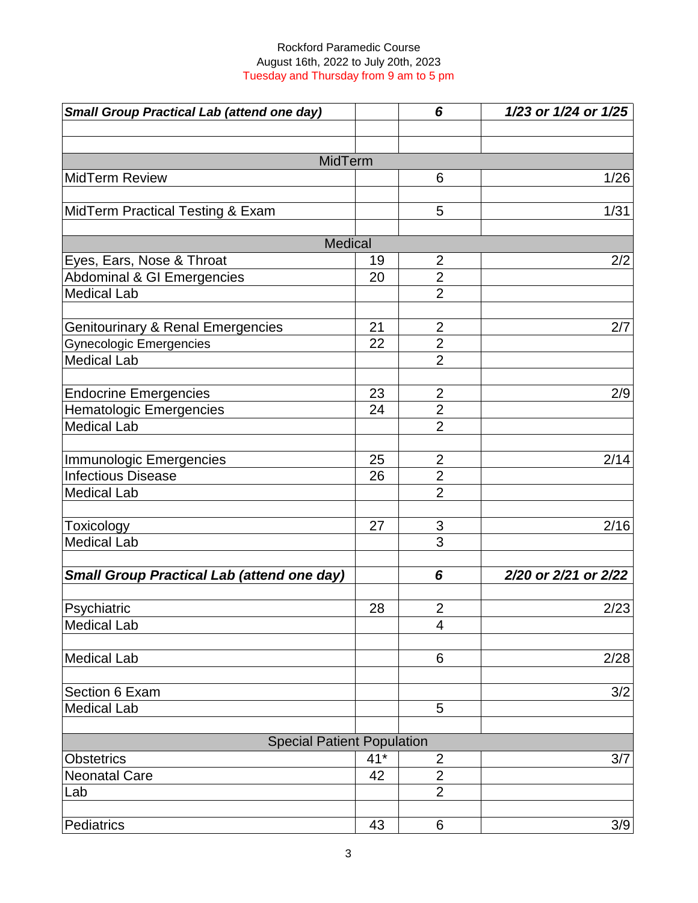Rockford Paramedic Course
August 16th, 2022 to July 20th, 2023
Tuesday and Thursday from 9 am to 5 pm

| | | | |
|---|---|---|---|
| ***Small Group Practical Lab (attend one day)*** | | ***6*** | ***1/23 or 1/24 or 1/25*** |
| | | | |
| | | | |
| MidTerm | | | |
| MidTerm Review | | 6 | 1/26 |
| | | | |
| MidTerm Practical Testing & Exam | | 5 | 1/31 |
| | | | |
| Medical | | | |
| Eyes, Ears, Nose & Throat | 19 | 2 | 2/2 |
| Abdominal & GI Emergencies | 20 | 2 | |
| Medical Lab | | 2 | |
| | | | |
| Genitourinary & Renal Emergencies | 21 | 2 | 2/7 |
| Gynecologic Emergencies | 22 | 2 | |
| Medical Lab | | 2 | |
| | | | |
| Endocrine Emergencies | 23 | 2 | 2/9 |
| Hematologic Emergencies | 24 | 2 | |
| Medical Lab | | 2 | |
| | | | |
| Immunologic Emergencies | 25 | 2 | 2/14 |
| Infectious Disease | 26 | 2 | |
| Medical Lab | | 2 | |
| | | | |
| Toxicology | 27 | 3 | 2/16 |
| Medical Lab | | 3 | |
| | | | |
| ***Small Group Practical Lab (attend one day)*** | | ***6*** | ***2/20 or 2/21 or 2/22*** |
| | | | |
| Psychiatric | 28 | 2 | 2/23 |
| Medical Lab | | 4 | |
| | | | |
| Medical Lab | | 6 | 2/28 |
| | | | |
| Section 6 Exam | | | 3/2 |
| Medical Lab | | 5 | |
| | | | |
| Special Patient Population | | | |
| Obstetrics | 41* | 2 | 3/7 |
| Neonatal Care | 42 | 2 | |
| Lab | | 2 | |
| | | | |
| Pediatrics | 43 | 6 | 3/9 |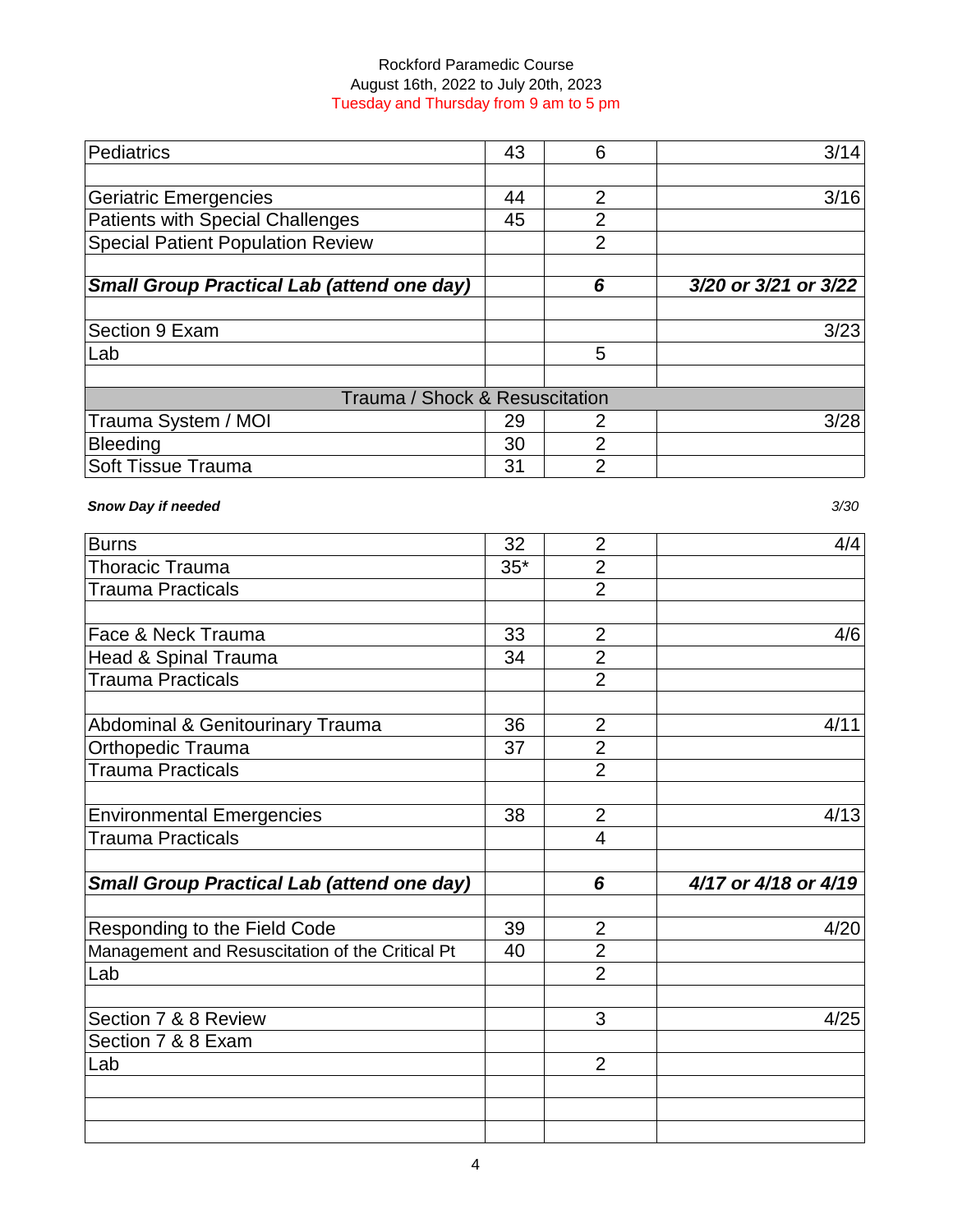Rockford Paramedic Course
August 16th, 2022 to July 20th, 2023
Tuesday and Thursday from 9 am to 5 pm

| | | | |
|---|---|---|---|
| Pediatrics | 43 | 6 | 3/14 |
| | | | |
| Geriatric Emergencies | 44 | 2 | 3/16 |
| Patients with Special Challenges | 45 | 2 | |
| Special Patient Population Review | | 2 | |
| | | | |
| ***Small Group Practical Lab (attend one day)*** | | ***6*** | ***3/20 or 3/21 or 3/22*** |
| | | | |
| Section 9 Exam | | | 3/23 |
| Lab | | 5 | |
| | | | |
| Trauma / Shock & Resuscitation | | | |
| Trauma System / MOI | 29 | 2 | 3/28 |
| Bleeding | 30 | 2 | |
| Soft Tissue Trauma | 31 | 2 | |

***Snow Day if needed*** *3/30*

| | | | |
|---|---|---|---|
| Burns | 32 | 2 | 4/4 |
| Thoracic Trauma | 35* | 2 | |
| Trauma Practicals | | 2 | |
| | | | |
| Face & Neck Trauma | 33 | 2 | 4/6 |
| Head & Spinal Trauma | 34 | 2 | |
| Trauma Practicals | | 2 | |
| | | | |
| Abdominal & Genitourinary Trauma | 36 | 2 | 4/11 |
| Orthopedic Trauma | 37 | 2 | |
| Trauma Practicals | | 2 | |
| | | | |
| Environmental Emergencies | 38 | 2 | 4/13 |
| Trauma Practicals | | 4 | |
| | | | |
| ***Small Group Practical Lab (attend one day)*** | | ***6*** | ***4/17 or 4/18 or 4/19*** |
| | | | |
| Responding to the Field Code | 39 | 2 | 4/20 |
| Management and Resuscitation of the Critical Pt | 40 | 2 | |
| Lab | | 2 | |
| | | | |
| Section 7 & 8 Review | | 3 | 4/25 |
| Section 7 & 8 Exam | | | |
| Lab | | 2 | |
| | | | |
| | | | |
| | | | |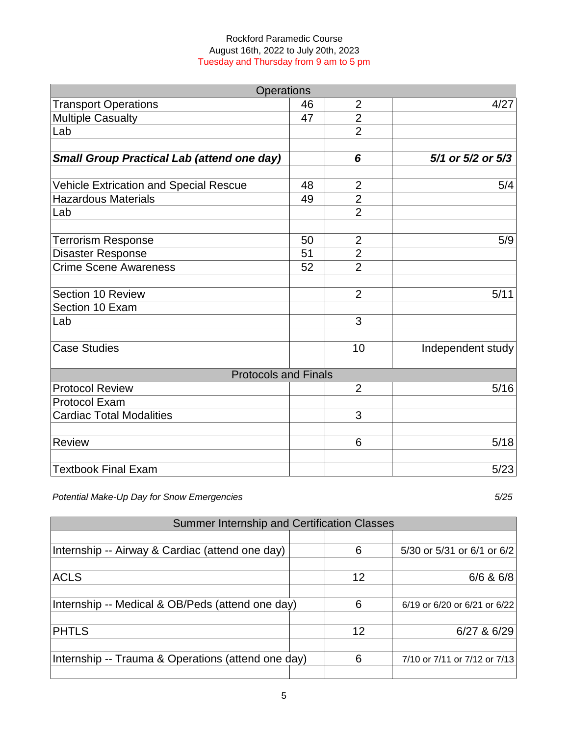Rockford Paramedic Course
August 16th, 2022 to July 20th, 2023
Tuesday and Thursday from 9 am to 5 pm

| Operations | | | |
|---|---|---|---|
| Transport Operations | 46 | 2 | 4/27 |
| Multiple Casualty | 47 | 2 | |
| Lab | | 2 | |
| | | | |
| ***Small Group Practical Lab (attend one day)*** | | ***6*** | ***5/1 or 5/2 or 5/3*** |
| | | | |
| Vehicle Extrication and Special Rescue | 48 | 2 | 5/4 |
| Hazardous Materials | 49 | 2 | |
| Lab | | 2 | |
| | | | |
| Terrorism Response | 50 | 2 | 5/9 |
| Disaster Response | 51 | 2 | |
| Crime Scene Awareness | 52 | 2 | |
| | | | |
| Section 10 Review | | 2 | 5/11 |
| Section 10 Exam | | | |
| Lab | | 3 | |
| | | | |
| Case Studies | | 10 | Independent study |
| | | | |
| **Protocols and Finals** | | | |
| Protocol Review | | 2 | 5/16 |
| Protocol Exam | | | |
| Cardiac Total Modalities | | 3 | |
| | | | |
| Review | | 6 | 5/18 |
| | | | |
| Textbook Final Exam | | | 5/23 |

*Potential Make-Up Day for Snow Emergencies* *5/25*

| Summer Internship and Certification Classes | | | |
|---|---|---|---|
| | | | |
| Internship -- Airway & Cardiac (attend one day) | | 6 | 5/30 or 5/31 or 6/1 or 6/2 |
| | | | |
| ACLS | | 12 | 6/6 & 6/8 |
| | | | |
| Internship -- Medical & OB/Peds (attend one day) | | 6 | 6/19 or 6/20 or 6/21 or 6/22 |
| | | | |
| PHTLS | | 12 | 6/27 & 6/29 |
| | | | |
| Internship -- Trauma & Operations (attend one day) | | 6 | 7/10 or 7/11 or 7/12 or 7/13 |
| | | | |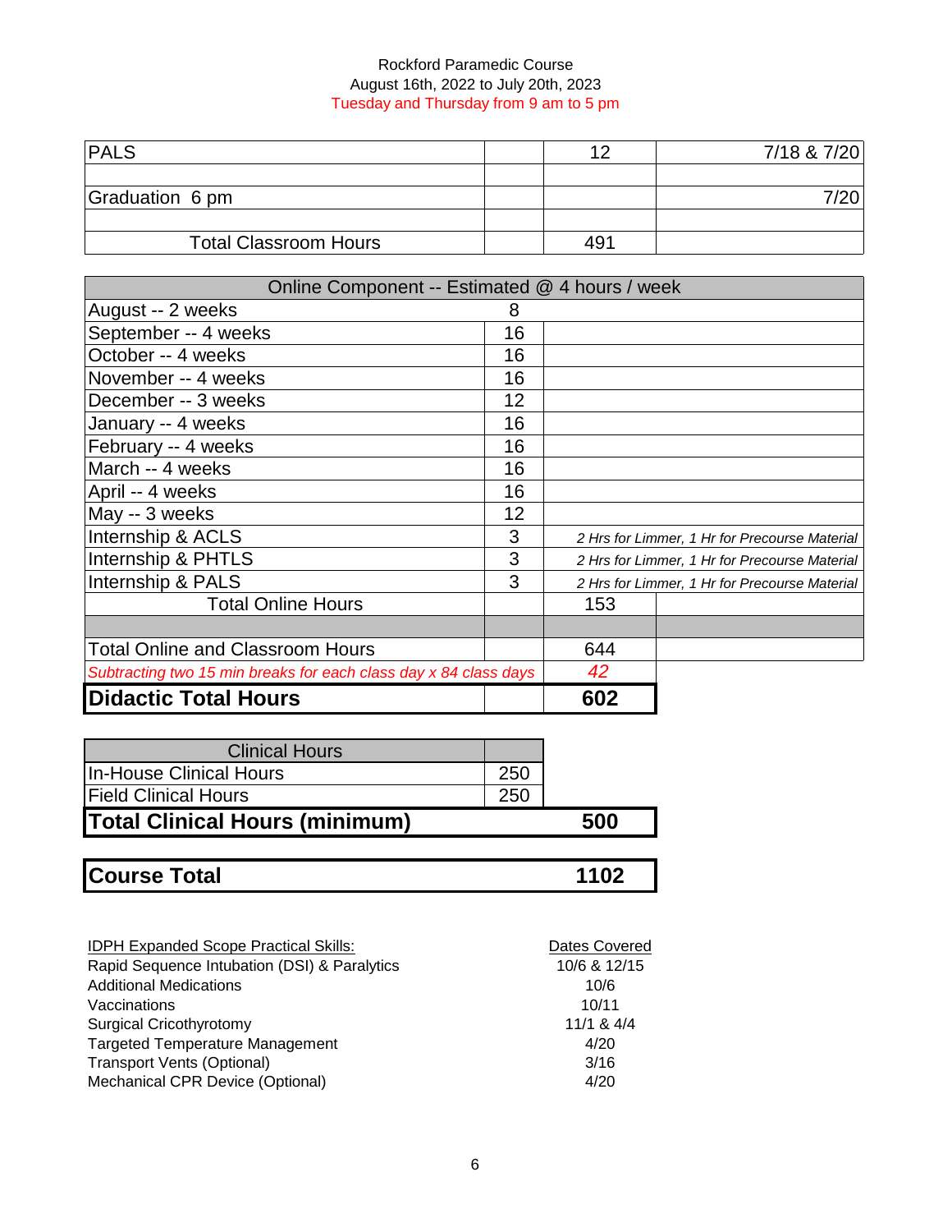Rockford Paramedic Course
August 16th, 2022 to July 20th, 2023
Tuesday and Thursday from 9 am to 5 pm

| | | | |
|---|---|---|---|
| PALS | | 12 | 7/18 & 7/20 |
| | | | |
| Graduation 6 pm | | | 7/20 |
| | | | |
| Total Classroom Hours | | 491 | |

| Online Component -- Estimated @ 4 hours / week | | | |
|---|---|---|---|
| August -- 2 weeks | 8 | | |
| September -- 4 weeks | 16 | | |
| October -- 4 weeks | 16 | | |
| November -- 4 weeks | 16 | | |
| December -- 3 weeks | 12 | | |
| January -- 4 weeks | 16 | | |
| February -- 4 weeks | 16 | | |
| March -- 4 weeks | 16 | | |
| April -- 4 weeks | 16 | | |
| May -- 3 weeks | 12 | | |
| Internship & ACLS | 3 | *2 Hrs for Limmer, 1 Hr for Precourse Material* | |
| Internship & PHTLS | 3 | *2 Hrs for Limmer, 1 Hr for Precourse Material* | |
| Internship & PALS | 3 | *2 Hrs for Limmer, 1 Hr for Precourse Material* | |
| Total Online Hours | | 153 | |
| | | | |
| Total Online and Classroom Hours | | 644 | |
| *Subtracting two 15 min breaks for each class day x 84 class days* | | *42* | |
| **Didactic Total Hours** | | **602** | |

| Clinical Hours | | |
|---|---|---|
| In-House Clinical Hours | 250 | |
| Field Clinical Hours | 250 | |
| **Total Clinical Hours (minimum)** | | **500** |

| | |
|---|---|
| **Course Total** | **1102** |

| IDPH Expanded Scope Practical Skills: | Dates Covered |
|---|---|
| Rapid Sequence Intubation (DSI) & Paralytics | 10/6 & 12/15 |
| Additional Medications | 10/6 |
| Vaccinations | 10/11 |
| Surgical Cricothyrotomy | 11/1 & 4/4 |
| Targeted Temperature Management | 4/20 |
| Transport Vents (Optional) | 3/16 |
| Mechanical CPR Device (Optional) | 4/20 |